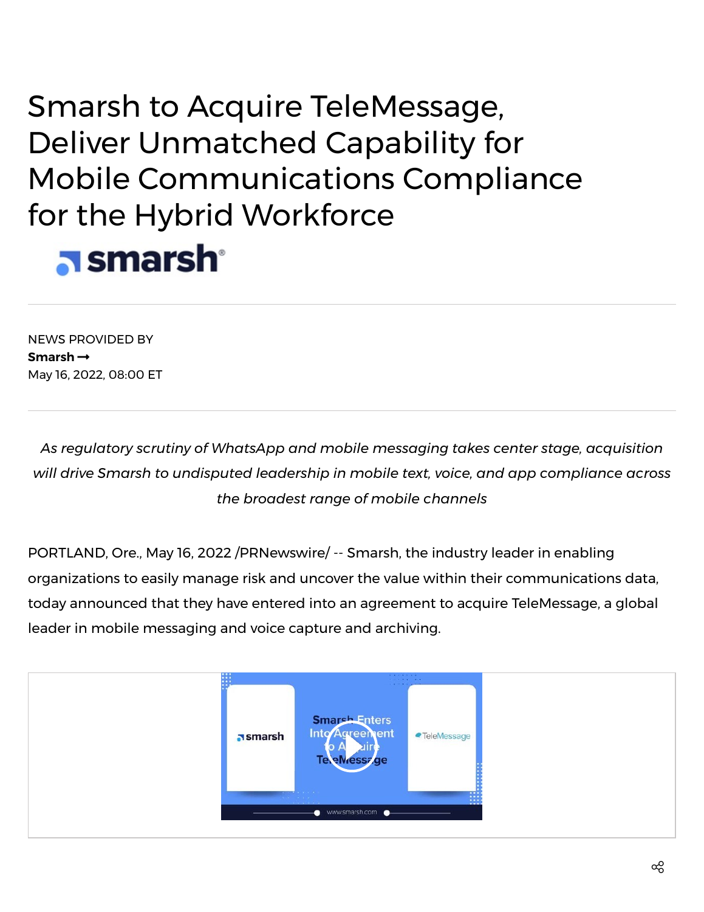# Smarsh to Acquire TeleMessage, Deliver Unmatched Capability for Mobile Communications Compliance for the Hybrid Workforce

NEWS PROVIDED BY
**Smarsh →**
May 16, 2022, 08:00 ET

*As regulatory scrutiny of WhatsApp and mobile messaging takes center stage, acquisition will drive Smarsh to undisputed leadership in mobile text, voice, and app compliance across the broadest range of mobile channels*

PORTLAND, Ore., May 16, 2022 /PRNewswire/ -- Smarsh, the industry leader in enabling organizations to easily manage risk and uncover the value within their communications data, today announced that they have entered into an agreement to acquire TeleMessage, a global leader in mobile messaging and voice capture and archiving.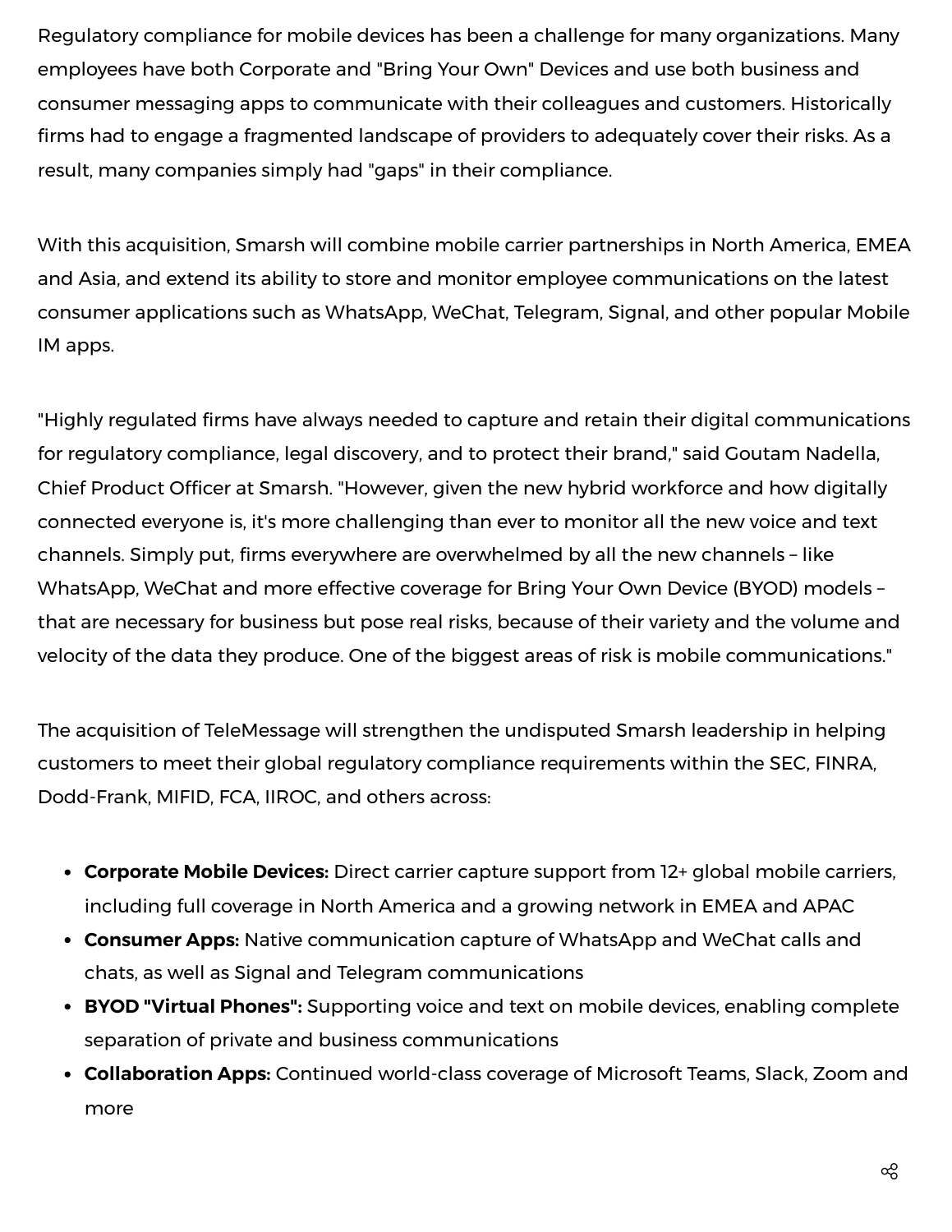Regulatory compliance for mobile devices has been a challenge for many organizations. Many employees have both Corporate and "Bring Your Own" Devices and use both business and consumer messaging apps to communicate with their colleagues and customers. Historically firms had to engage a fragmented landscape of providers to adequately cover their risks. As a result, many companies simply had "gaps" in their compliance.

With this acquisition, Smarsh will combine mobile carrier partnerships in North America, EMEA and Asia, and extend its ability to store and monitor employee communications on the latest consumer applications such as WhatsApp, WeChat, Telegram, Signal, and other popular Mobile IM apps.

"Highly regulated firms have always needed to capture and retain their digital communications for regulatory compliance, legal discovery, and to protect their brand," said Goutam Nadella, Chief Product Officer at Smarsh. "However, given the new hybrid workforce and how digitally connected everyone is, it's more challenging than ever to monitor all the new voice and text channels. Simply put, firms everywhere are overwhelmed by all the new channels – like WhatsApp, WeChat and more effective coverage for Bring Your Own Device (BYOD) models – that are necessary for business but pose real risks, because of their variety and the volume and velocity of the data they produce. One of the biggest areas of risk is mobile communications."

The acquisition of TeleMessage will strengthen the undisputed Smarsh leadership in helping customers to meet their global regulatory compliance requirements within the SEC, FINRA, Dodd-Frank, MIFID, FCA, IIROC, and others across:

- **Corporate Mobile Devices:** Direct carrier capture support from 12+ global mobile carriers, including full coverage in North America and a growing network in EMEA and APAC
- **Consumer Apps:** Native communication capture of WhatsApp and WeChat calls and chats, as well as Signal and Telegram communications
- **BYOD "Virtual Phones":** Supporting voice and text on mobile devices, enabling complete separation of private and business communications
- **Collaboration Apps:** Continued world-class coverage of Microsoft Teams, Slack, Zoom and more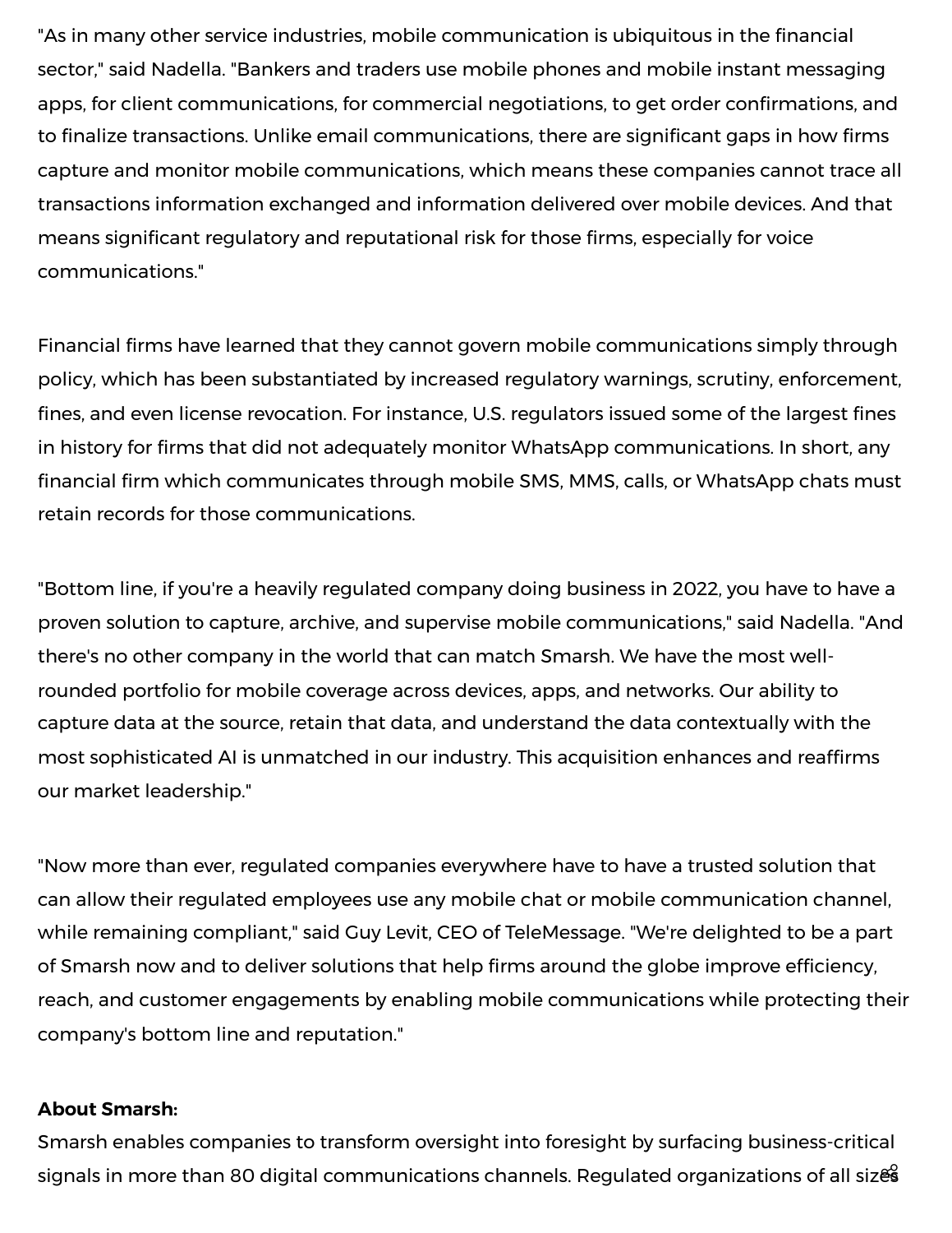"As in many other service industries, mobile communication is ubiquitous in the financial sector," said Nadella. "Bankers and traders use mobile phones and mobile instant messaging apps, for client communications, for commercial negotiations, to get order confirmations, and to finalize transactions. Unlike email communications, there are significant gaps in how firms capture and monitor mobile communications, which means these companies cannot trace all transactions information exchanged and information delivered over mobile devices. And that means significant regulatory and reputational risk for those firms, especially for voice communications."

Financial firms have learned that they cannot govern mobile communications simply through policy, which has been substantiated by increased regulatory warnings, scrutiny, enforcement, fines, and even license revocation. For instance, U.S. regulators issued some of the largest fines in history for firms that did not adequately monitor WhatsApp communications. In short, any financial firm which communicates through mobile SMS, MMS, calls, or WhatsApp chats must retain records for those communications.

"Bottom line, if you're a heavily regulated company doing business in 2022, you have to have a proven solution to capture, archive, and supervise mobile communications," said Nadella. "And there's no other company in the world that can match Smarsh. We have the most well-rounded portfolio for mobile coverage across devices, apps, and networks. Our ability to capture data at the source, retain that data, and understand the data contextually with the most sophisticated AI is unmatched in our industry. This acquisition enhances and reaffirms our market leadership."

"Now more than ever, regulated companies everywhere have to have a trusted solution that can allow their regulated employees use any mobile chat or mobile communication channel, while remaining compliant," said Guy Levit, CEO of TeleMessage. "We're delighted to be a part of Smarsh now and to deliver solutions that help firms around the globe improve efficiency, reach, and customer engagements by enabling mobile communications while protecting their company's bottom line and reputation."

**About Smarsh:**

Smarsh enables companies to transform oversight into foresight by surfacing business-critical signals in more than 80 digital communications channels. Regulated organizations of all sizes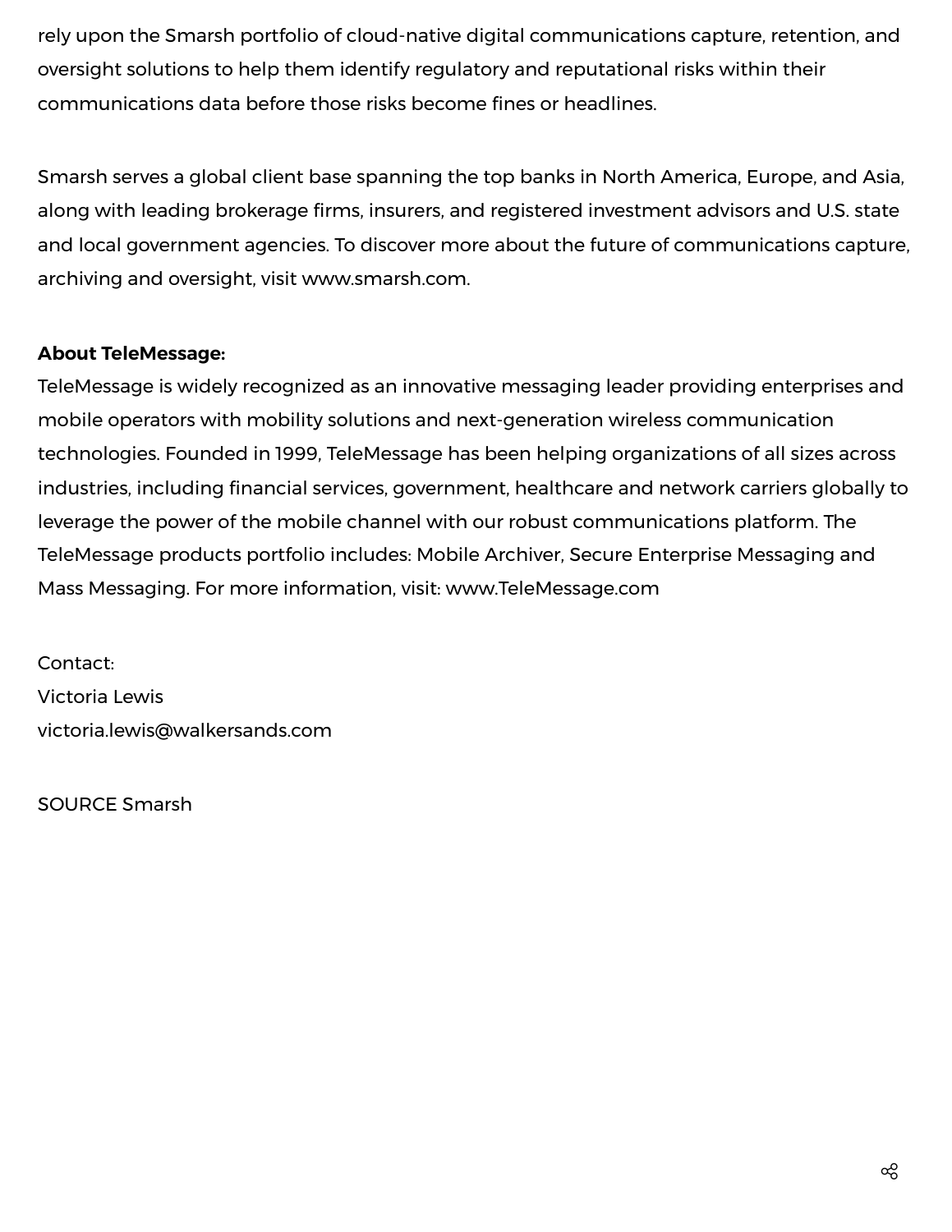rely upon the Smarsh portfolio of cloud-native digital communications capture, retention, and oversight solutions to help them identify regulatory and reputational risks within their communications data before those risks become fines or headlines.

Smarsh serves a global client base spanning the top banks in North America, Europe, and Asia, along with leading brokerage firms, insurers, and registered investment advisors and U.S. state and local government agencies. To discover more about the future of communications capture, archiving and oversight, visit www.smarsh.com.

**About TeleMessage:**
TeleMessage is widely recognized as an innovative messaging leader providing enterprises and mobile operators with mobility solutions and next-generation wireless communication technologies. Founded in 1999, TeleMessage has been helping organizations of all sizes across industries, including financial services, government, healthcare and network carriers globally to leverage the power of the mobile channel with our robust communications platform. The TeleMessage products portfolio includes: Mobile Archiver, Secure Enterprise Messaging and Mass Messaging. For more information, visit: www.TeleMessage.com

Contact:
Victoria Lewis
victoria.lewis@walkersands.com

SOURCE Smarsh